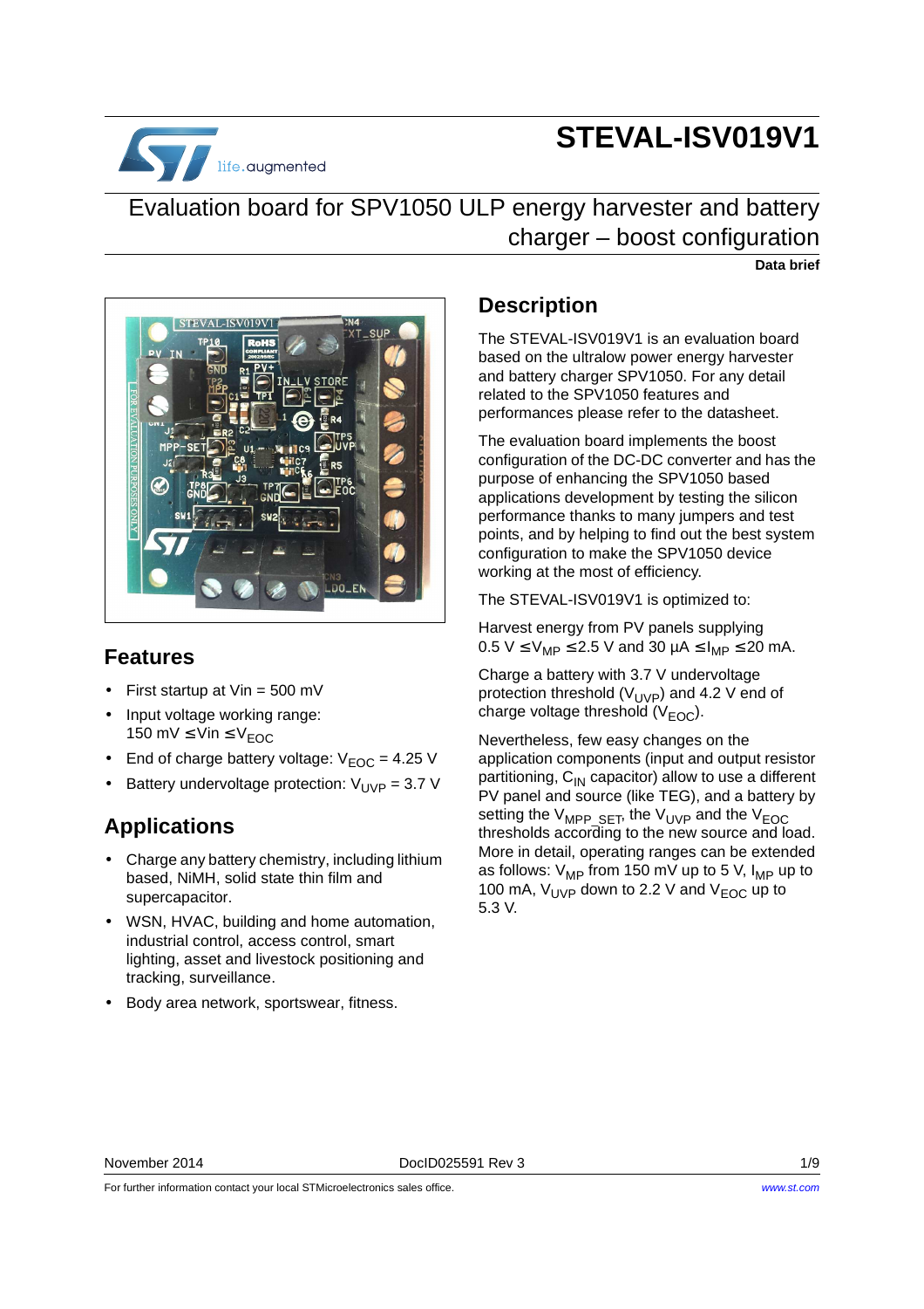# STEVAL-ISV019V1

## Evaluation board for SPV1050 ULP energy harvester and battery charger – boost configuration

**Data brief**

## Features

- First startup at Vin = 500 mV
- Input voltage working range: 150 mV ≤ Vin ≤ $V_{EOC}$
- End of charge battery voltage: $V_{EOC}$ = 4.25 V
- Battery undervoltage protection: $V_{UVP}$ = 3.7 V

## Applications

- Charge any battery chemistry, including lithium based, NiMH, solid state thin film and supercapacitor.
- WSN, HVAC, building and home automation, industrial control, access control, smart lighting, asset and livestock positioning and tracking, surveillance.
- Body area network, sportswear, fitness.

## Description

The STEVAL-ISV019V1 is an evaluation board based on the ultralow power energy harvester and battery charger SPV1050. For any detail related to the SPV1050 features and performances please refer to the datasheet.

The evaluation board implements the boost configuration of the DC-DC converter and has the purpose of enhancing the SPV1050 based applications development by testing the silicon performance thanks to many jumpers and test points, and by helping to find out the best system configuration to make the SPV1050 device working at the most of efficiency.

The STEVAL-ISV019V1 is optimized to:

Harvest energy from PV panels supplying 0.5 V ≤ $V_{MP}$ ≤ 2.5 V and 30 µA ≤ $I_{MP}$ ≤ 20 mA.

Charge a battery with 3.7 V undervoltage protection threshold ($V_{UVP}$) and 4.2 V end of charge voltage threshold ($V_{EOC}$).

Nevertheless, few easy changes on the application components (input and output resistor partitioning, $C_{IN}$ capacitor) allow to use a different PV panel and source (like TEG), and a battery by setting the $V_{MPP\_SET}$, the $V_{UVP}$ and the $V_{EOC}$ thresholds according to the new source and load. More in detail, operating ranges can be extended as follows: $V_{MP}$ from 150 mV up to 5 V, $I_{MP}$ up to 100 mA, $V_{UVP}$ down to 2.2 V and $V_{EOC}$ up to 5.3 V.

November 2014 DocID025591 Rev 3

For further information contact your local STMicroelectronics sales office. www.st.com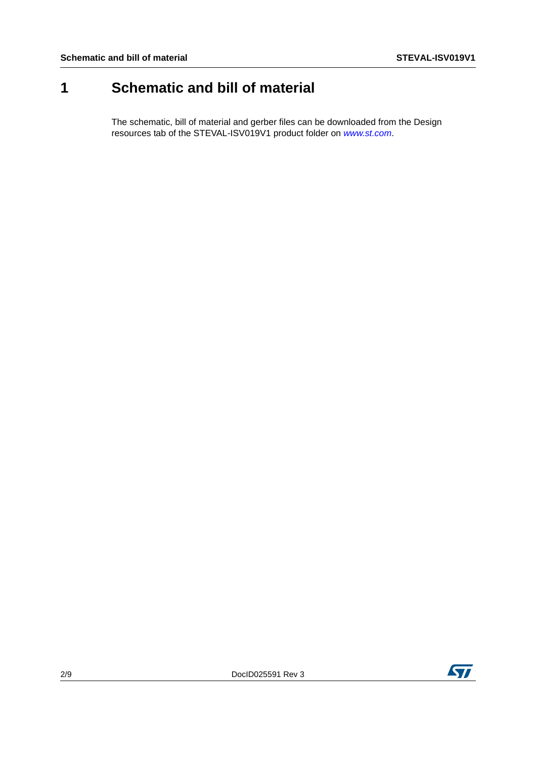# 1 Schematic and bill of material

The schematic, bill of material and gerber files can be downloaded from the Design resources tab of the STEVAL-ISV019V1 product folder on *www.st.com*.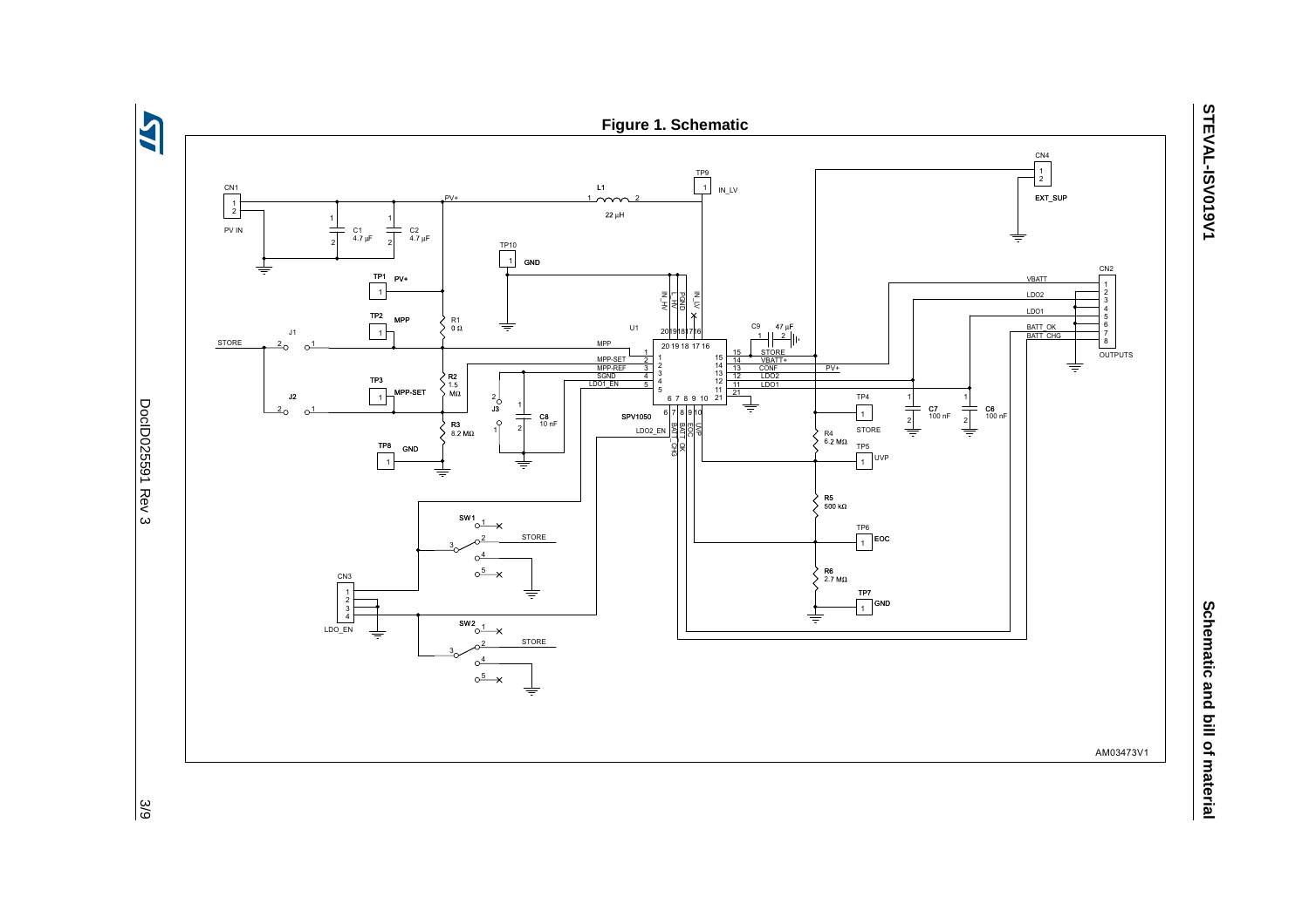**Figure 1. Schematic**

CN1
1
2
PV IN

C1
4.7 µF

C2
4.7 µF

PV+

L1
1 2
22 µH

TP9
1
IN_LV

CN4
1
2
EXT_SUP

TP10
1
GND

TP1
1
PV+

TP2
1
MPP

R1
0 Ω

J1

STORE

MPP

MPP-SET
MPP-REF
SGND
LDO1_EN

R2
1.5
MΩ

TP3
1
MPP-SET

J2

J3

C8
10 nF

R3
8.2 MΩ

TP8
1
GND

U1

IN_HV
L_HV
PGND
IN_LV

SPV1050

C9
47 µF

STORE
VBATT+
CONF
LDO2
LDO1

PV+

LDO2_EN
BATT_OK
BATT_CHG
EOC
UVP

TP4
1
STORE

R4
6.2 MΩ

TP5
1
UVP

R5
500 kΩ

TP6
1
EOC

R6
2.7 MΩ

TP7
1
GND

C7
100 nF

C6
100 nF

CN2
VBATT
LDO2
LDO1
BATT_OK
BATT_CHG
1
2
3
4
5
6
7
8
OUTPUTS

SW1
STORE

CN3
1
2
3
4
LDO_EN

SW2
STORE

AM03473V1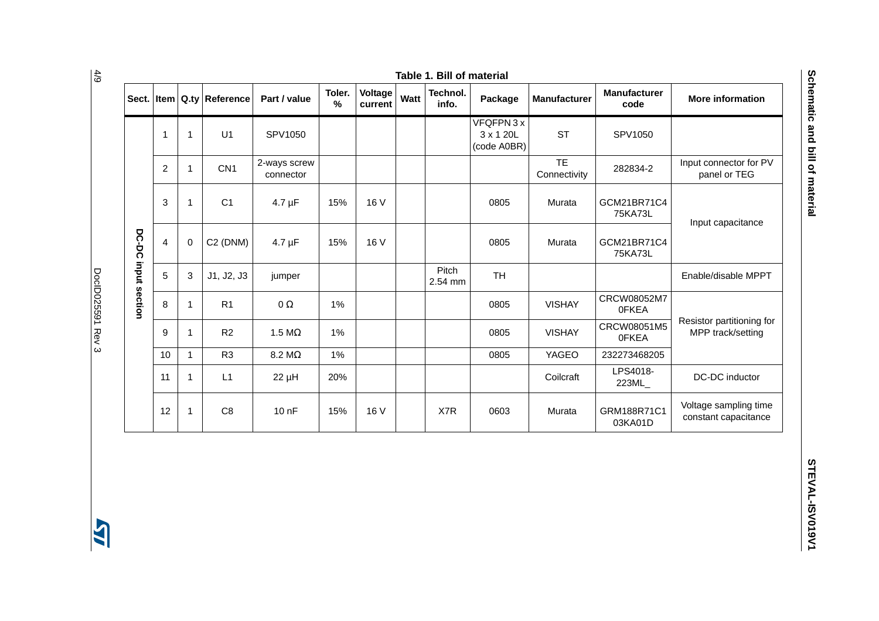Table 1. Bill of material

| Sect. | Item | Q.ty | Reference | Part / value | Toler. % | Voltage current | Watt | Technol. info. | Package | Manufacturer | Manufacturer code | More information |
|---|---|---|---|---|---|---|---|---|---|---|---|---|
| DC-DC input section | 1 | 1 | U1 | SPV1050 | | | | | VFQFPN 3 x 3 x 1 20L (code A0BR) | ST | SPV1050 | |
| | 2 | 1 | CN1 | 2-ways screw connector | | | | | | TE Connectivity | 282834-2 | Input connector for PV panel or TEG |
| | 3 | 1 | C1 | 4.7 µF | 15% | 16 V | | | 0805 | Murata | GCM21BR71C475KA73L | Input capacitance |
| | 4 | 0 | C2 (DNM) | 4.7 µF | 15% | 16 V | | | 0805 | Murata | GCM21BR71C475KA73L | |
| | 5 | 3 | J1, J2, J3 | jumper | | | | Pitch 2.54 mm | TH | | | Enable/disable MPPT |
| | 8 | 1 | R1 | 0 Ω | 1% | | | | 0805 | VISHAY | CRCW08052M70FKEA | Resistor partitioning for MPP track/setting |
| | 9 | 1 | R2 | 1.5 MΩ | 1% | | | | 0805 | VISHAY | CRCW08051M50FKEA | |
| | 10 | 1 | R3 | 8.2 MΩ | 1% | | | | 0805 | YAGEO | 232273468205 | |
| | 11 | 1 | L1 | 22 µH | 20% | | | | | Coilcraft | LPS4018-223ML_ | DC-DC inductor |
| | 12 | 1 | C8 | 10 nF | 15% | 16 V | | X7R | 0603 | Murata | GRM188R71C103KA01D | Voltage sampling time constant capacitance |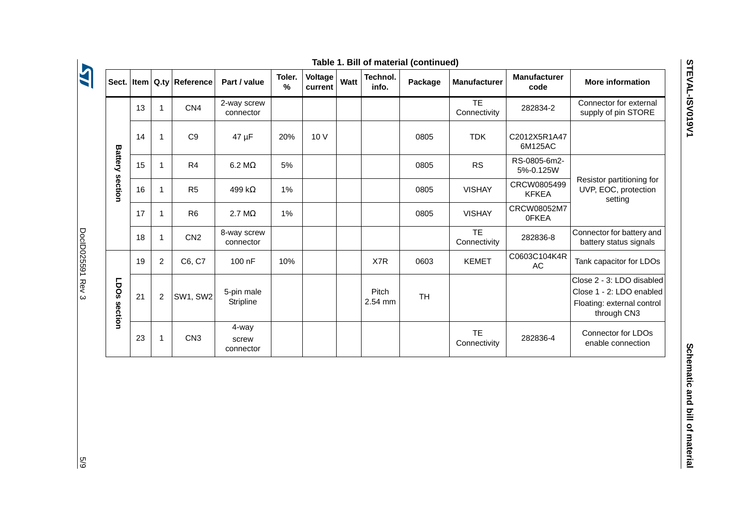Table 1. Bill of material (continued)

| Sect. | Item | Q.ty | Reference | Part / value | Toler. % | Voltage current | Watt | Technol. info. | Package | Manufacturer | Manufacturer code | More information |
|---|---|---|---|---|---|---|---|---|---|---|---|---|
| Battery section | 13 | 1 | CN4 | 2-way screw connector | | | | | | TE Connectivity | 282834-2 | Connector for external supply of pin STORE |
| | 14 | 1 | C9 | 47 µF | 20% | 10 V | | | 0805 | TDK | C2012X5R1A476M125AC | |
| | 15 | 1 | R4 | 6.2 MΩ | 5% | | | | 0805 | RS | RS-0805-6m2-5%-0.125W | Resistor partitioning for UVP, EOC, protection setting |
| | 16 | 1 | R5 | 499 kΩ | 1% | | | | 0805 | VISHAY | CRCW0805499KFKEA | |
| | 17 | 1 | R6 | 2.7 MΩ | 1% | | | | 0805 | VISHAY | CRCW08052M70FKEA | |
| | 18 | 1 | CN2 | 8-way screw connector | | | | | | TE Connectivity | 282836-8 | Connector for battery and battery status signals |
| LDOs section | 19 | 2 | C6, C7 | 100 nF | 10% | | | X7R | 0603 | KEMET | C0603C104K4RAC | Tank capacitor for LDOs |
| | 21 | 2 | SW1, SW2 | 5-pin male Stripline | | | | Pitch 2.54 mm | TH | | | Close 2 - 3: LDO disabled<br>Close 1 - 2: LDO enabled<br>Floating: external control through CN3 |
| | 23 | 1 | CN3 | 4-way screw connector | | | | | | TE Connectivity | 282836-4 | Connector for LDOs enable connection |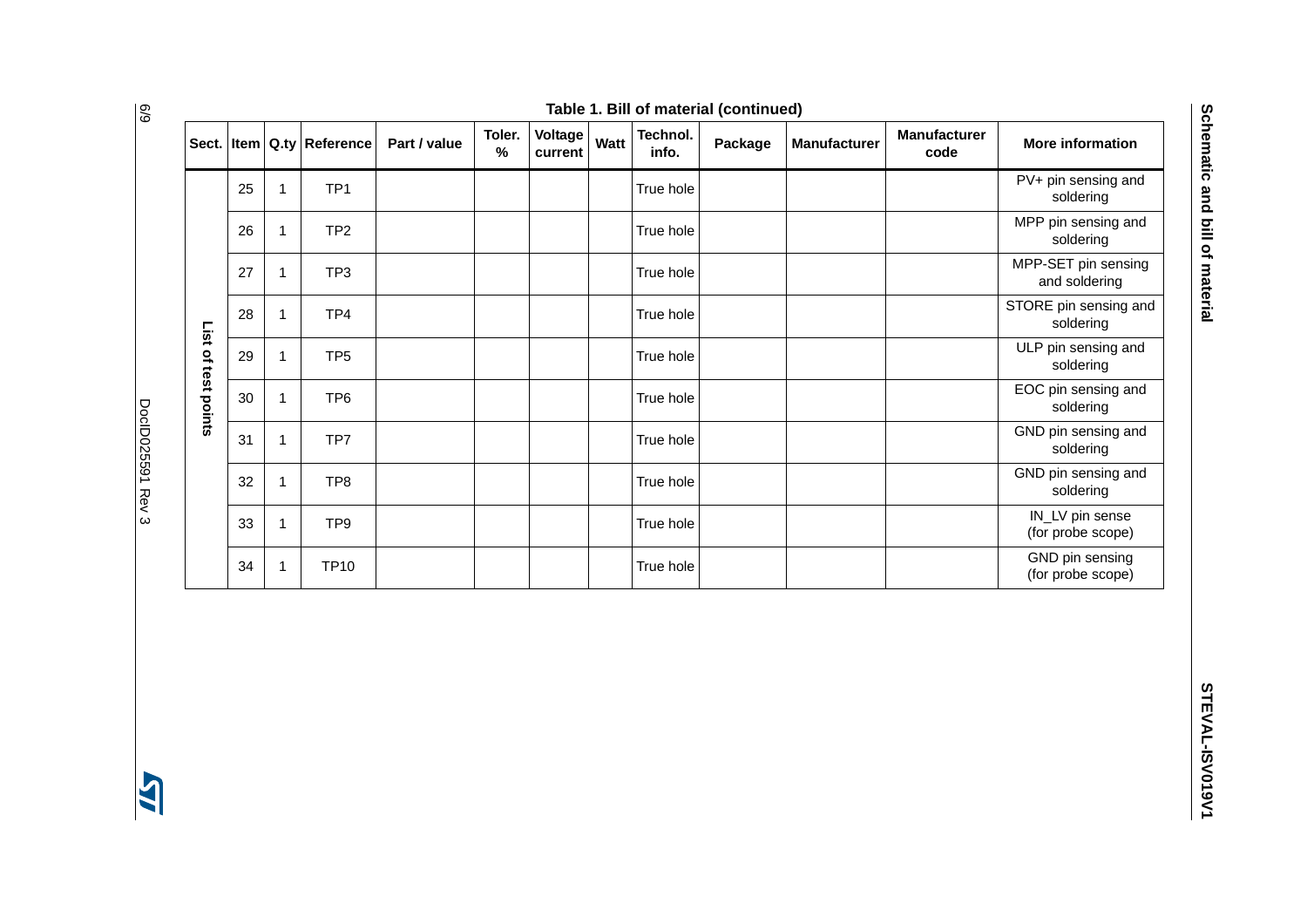**Table 1. Bill of material (continued)**

| Sect. | Item | Q.ty | Reference | Part / value | Toler. % | Voltage current | Watt | Technol. info. | Package | Manufacturer | Manufacturer code | More information |
|---|---|---|---|---|---|---|---|---|---|---|---|---|
| List of test points | 25 | 1 | TP1 | | | | | True hole | | | | PV+ pin sensing and soldering |
| | 26 | 1 | TP2 | | | | | True hole | | | | MPP pin sensing and soldering |
| | 27 | 1 | TP3 | | | | | True hole | | | | MPP-SET pin sensing and soldering |
| | 28 | 1 | TP4 | | | | | True hole | | | | STORE pin sensing and soldering |
| | 29 | 1 | TP5 | | | | | True hole | | | | ULP pin sensing and soldering |
| | 30 | 1 | TP6 | | | | | True hole | | | | EOC pin sensing and soldering |
| | 31 | 1 | TP7 | | | | | True hole | | | | GND pin sensing and soldering |
| | 32 | 1 | TP8 | | | | | True hole | | | | GND pin sensing and soldering |
| | 33 | 1 | TP9 | | | | | True hole | | | | IN_LV pin sense (for probe scope) |
| | 34 | 1 | TP10 | | | | | True hole | | | | GND pin sensing (for probe scope) |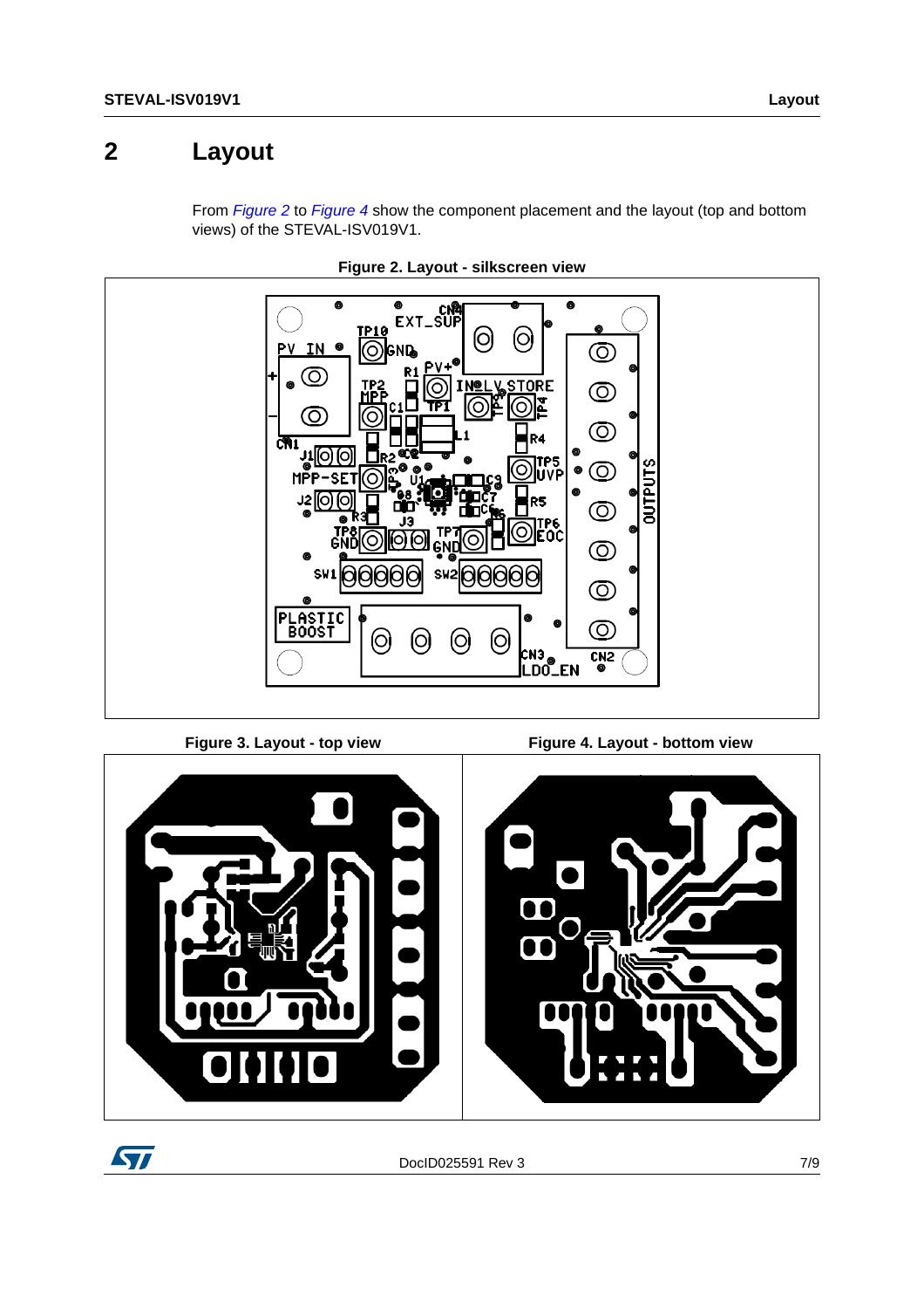# 2 Layout

From *Figure 2* to *Figure 4* show the component placement and the layout (top and bottom views) of the STEVAL-ISV019V1.

**Figure 2. Layout - silkscreen view**

**Figure 3. Layout - top view**

**Figure 4. Layout - bottom view**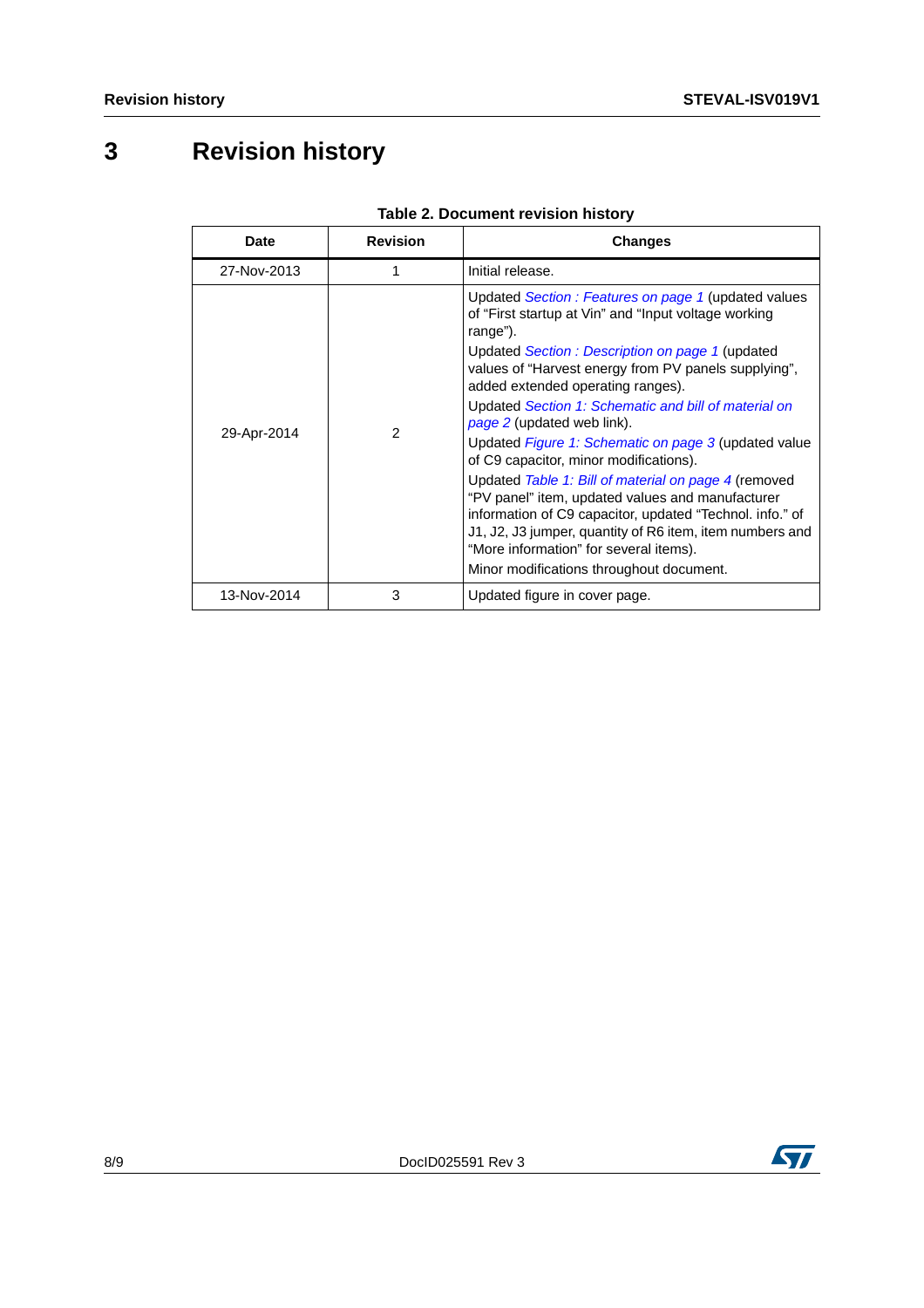# 3 Revision history

Table 2. Document revision history

| Date | Revision | Changes |
|---|---|---|
| 27-Nov-2013 | 1 | Initial release. |
| 29-Apr-2014 | 2 | Updated *Section : Features on page 1* (updated values of “First startup at Vin” and “Input voltage working range”).<br>Updated *Section : Description on page 1* (updated values of “Harvest energy from PV panels supplying”, added extended operating ranges).<br>Updated *Section 1: Schematic and bill of material on page 2* (updated web link).<br>Updated *Figure 1: Schematic on page 3* (updated value of C9 capacitor, minor modifications).<br>Updated *Table 1: Bill of material on page 4* (removed “PV panel” item, updated values and manufacturer information of C9 capacitor, updated “Technol. info.” of J1, J2, J3 jumper, quantity of R6 item, item numbers and “More information” for several items).<br>Minor modifications throughout document. |
| 13-Nov-2014 | 3 | Updated figure in cover page. |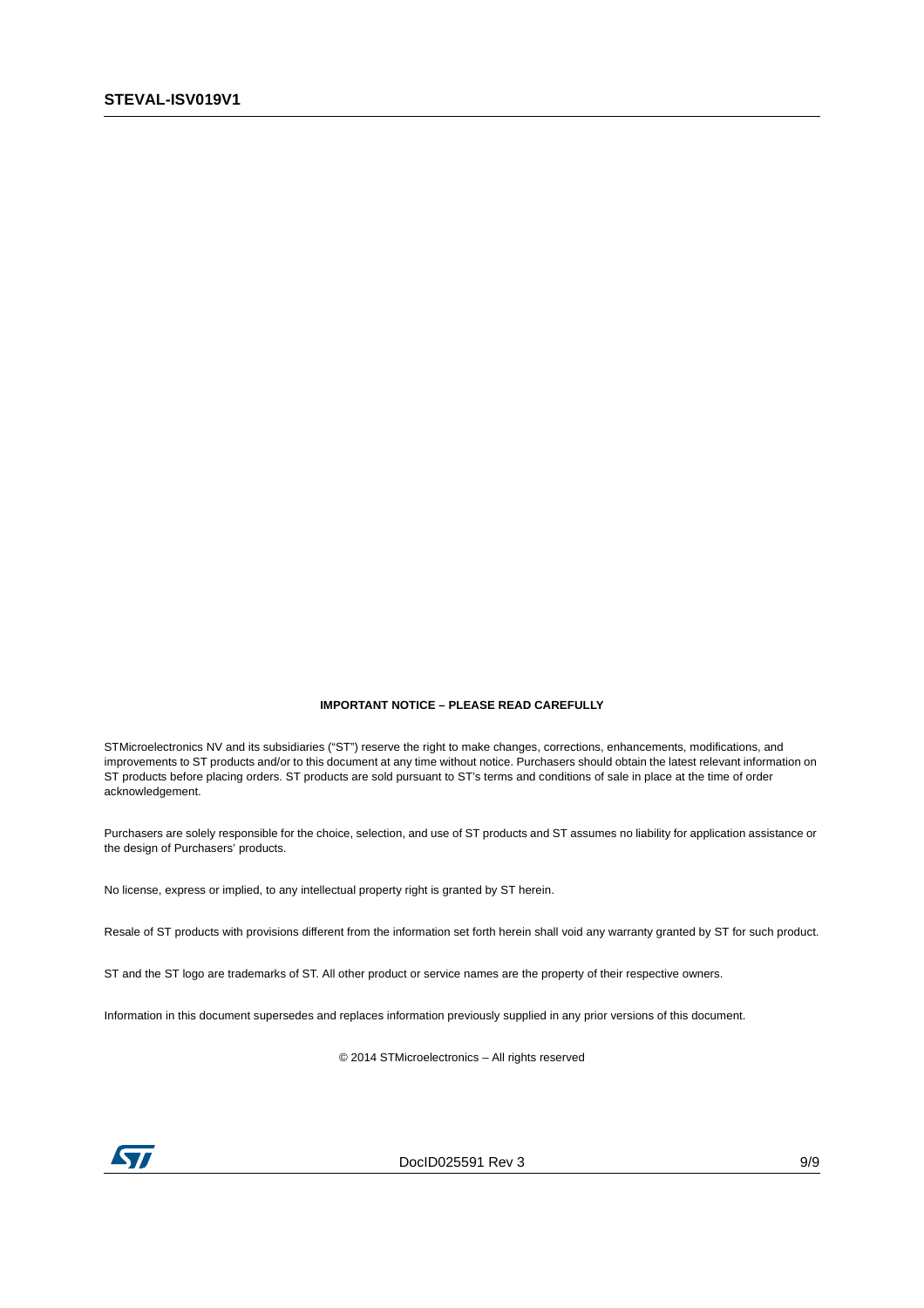**IMPORTANT NOTICE – PLEASE READ CAREFULLY**

STMicroelectronics NV and its subsidiaries ("ST") reserve the right to make changes, corrections, enhancements, modifications, and improvements to ST products and/or to this document at any time without notice. Purchasers should obtain the latest relevant information on ST products before placing orders. ST products are sold pursuant to ST's terms and conditions of sale in place at the time of order acknowledgement.

Purchasers are solely responsible for the choice, selection, and use of ST products and ST assumes no liability for application assistance or the design of Purchasers' products.

No license, express or implied, to any intellectual property right is granted by ST herein.

Resale of ST products with provisions different from the information set forth herein shall void any warranty granted by ST for such product.

ST and the ST logo are trademarks of ST. All other product or service names are the property of their respective owners.

Information in this document supersedes and replaces information previously supplied in any prior versions of this document.

© 2014 STMicroelectronics – All rights reserved